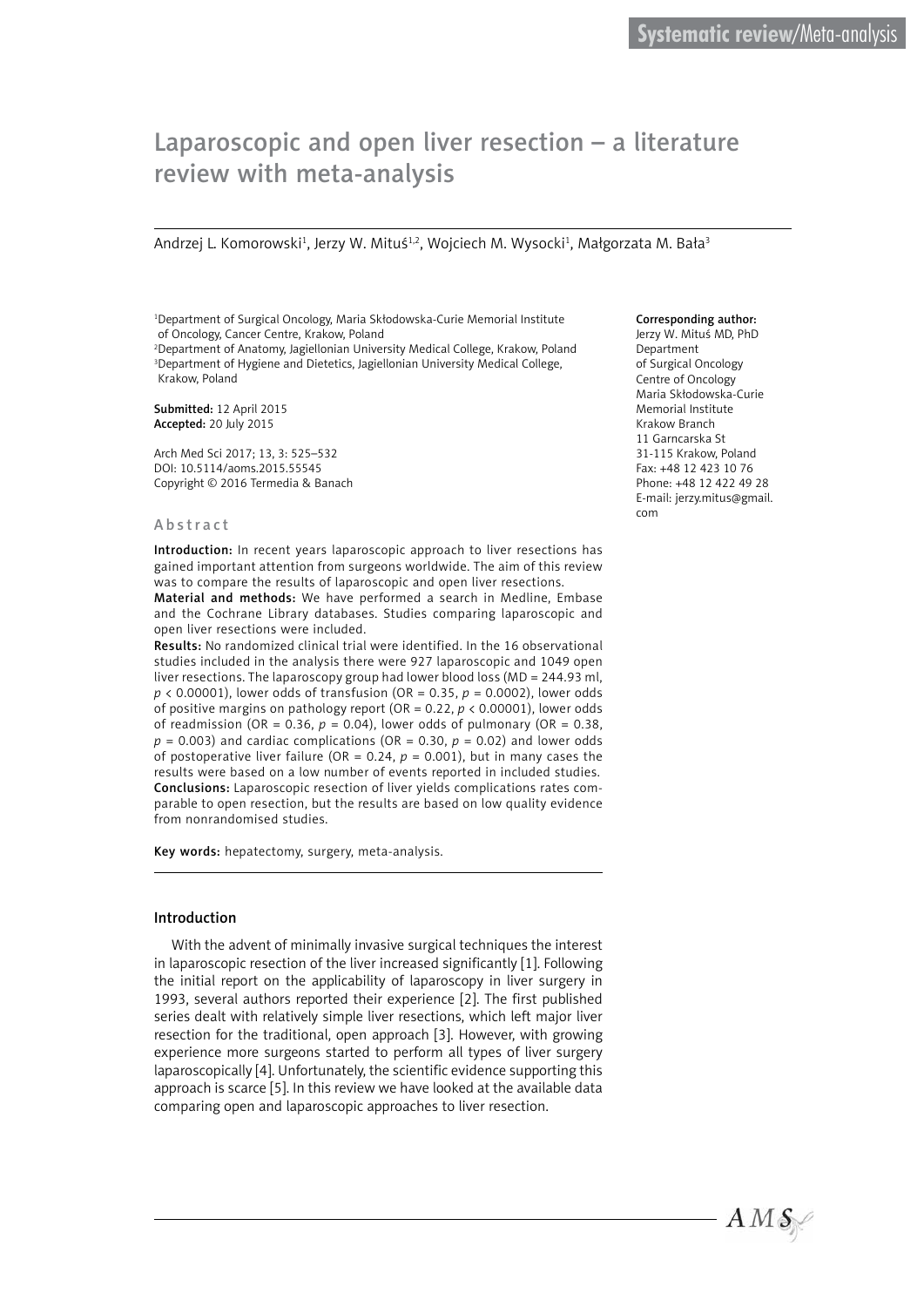Systematic review/Meta-analysis

# Laparoscopic and open liver resection – a literature review with meta-analysis

Andrzej L. Komorowski[1], Jerzy W. Mituś[1,2], Wojciech M. Wysocki[1], Małgorzata M. Bała[3]

[1]Department of Surgical Oncology, Maria Skłodowska-Curie Memorial Institute of Oncology, Cancer Centre, Krakow, Poland
[2]Department of Anatomy, Jagiellonian University Medical College, Krakow, Poland
[3]Department of Hygiene and Dietetics, Jagiellonian University Medical College, Krakow, Poland

**Submitted:** 12 April 2015
**Accepted:** 20 July 2015

Arch Med Sci 2017; 13, 3: 525–532
DOI: 10.5114/aoms.2015.55545
Copyright © 2016 Termedia & Banach

**Corresponding author:**
Jerzy W. Mituś MD, PhD
Department
of Surgical Oncology
Centre of Oncology
Maria Skłodowska-Curie
Memorial Institute
Krakow Branch
11 Garncarska St
31-115 Krakow, Poland
Fax: +48 12 423 10 76
Phone: +48 12 422 49 28
E-mail: jerzy.mitus@gmail.com

## Abstract

**Introduction:** In recent years laparoscopic approach to liver resections has gained important attention from surgeons worldwide. The aim of this review was to compare the results of laparoscopic and open liver resections.

**Material and methods:** We have performed a search in Medline, Embase and the Cochrane Library databases. Studies comparing laparoscopic and open liver resections were included.

**Results:** No randomized clinical trial were identified. In the 16 observational studies included in the analysis there were 927 laparoscopic and 1049 open liver resections. The laparoscopy group had lower blood loss (MD = 244.93 ml, $p < 0.00001$), lower odds of transfusion (OR = 0.35, $p = 0.0002$), lower odds of positive margins on pathology report (OR = 0.22, $p < 0.00001$), lower odds of readmission (OR = 0.36, $p = 0.04$), lower odds of pulmonary (OR = 0.38, $p = 0.003$) and cardiac complications (OR = 0.30, $p = 0.02$) and lower odds of postoperative liver failure (OR = 0.24, $p = 0.001$), but in many cases the results were based on a low number of events reported in included studies.

**Conclusions:** Laparoscopic resection of liver yields complications rates comparable to open resection, but the results are based on low quality evidence from nonrandomised studies.

**Key words:** hepatectomy, surgery, meta-analysis.

## Introduction

With the advent of minimally invasive surgical techniques the interest in laparoscopic resection of the liver increased significantly [1]. Following the initial report on the applicability of laparoscopy in liver surgery in 1993, several authors reported their experience [2]. The first published series dealt with relatively simple liver resections, which left major liver resection for the traditional, open approach [3]. However, with growing experience more surgeons started to perform all types of liver surgery laparoscopically [4]. Unfortunately, the scientific evidence supporting this approach is scarce [5]. In this review we have looked at the available data comparing open and laparoscopic approaches to liver resection.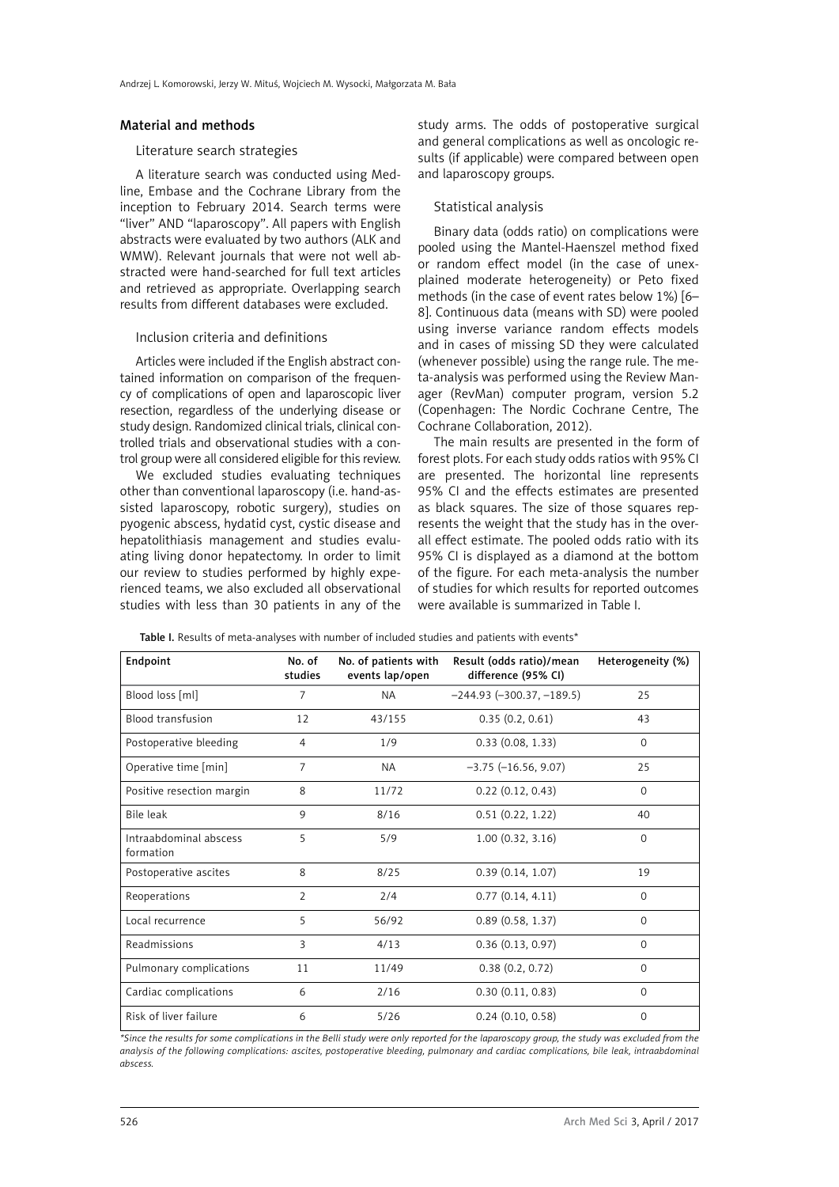## Material and methods

### Literature search strategies

A literature search was conducted using Medline, Embase and the Cochrane Library from the inception to February 2014. Search terms were "liver" AND "laparoscopy". All papers with English abstracts were evaluated by two authors (ALK and WMW). Relevant journals that were not well abstracted were hand-searched for full text articles and retrieved as appropriate. Overlapping search results from different databases were excluded.

### Inclusion criteria and definitions

Articles were included if the English abstract contained information on comparison of the frequency of complications of open and laparoscopic liver resection, regardless of the underlying disease or study design. Randomized clinical trials, clinical controlled trials and observational studies with a control group were all considered eligible for this review.

We excluded studies evaluating techniques other than conventional laparoscopy (i.e. hand-assisted laparoscopy, robotic surgery), studies on pyogenic abscess, hydatid cyst, cystic disease and hepatolithiasis management and studies evaluating living donor hepatectomy. In order to limit our review to studies performed by highly experienced teams, we also excluded all observational studies with less than 30 patients in any of the study arms. The odds of postoperative surgical and general complications as well as oncologic results (if applicable) were compared between open and laparoscopy groups.

### Statistical analysis

Binary data (odds ratio) on complications were pooled using the Mantel-Haenszel method fixed or random effect model (in the case of unexplained moderate heterogeneity) or Peto fixed methods (in the case of event rates below 1%) [6–8]. Continuous data (means with SD) were pooled using inverse variance random effects models and in cases of missing SD they were calculated (whenever possible) using the range rule. The meta-analysis was performed using the Review Manager (RevMan) computer program, version 5.2 (Copenhagen: The Nordic Cochrane Centre, The Cochrane Collaboration, 2012).

The main results are presented in the form of forest plots. For each study odds ratios with 95% CI are presented. The horizontal line represents 95% CI and the effects estimates are presented as black squares. The size of those squares represents the weight that the study has in the overall effect estimate. The pooled odds ratio with its 95% CI is displayed as a diamond at the bottom of the figure. For each meta-analysis the number of studies for which results for reported outcomes were available is summarized in Table I.

**Table I.** Results of meta-analyses with number of included studies and patients with events*

| Endpoint | No. of studies | No. of patients with events lap/open | Result (odds ratio)/mean difference (95% CI) | Heterogeneity (%) |
|---|---|---|---|---|
| Blood loss [ml] | 7 | NA | –244.93 (–300.37, –189.5) | 25 |
| Blood transfusion | 12 | 43/155 | 0.35 (0.2, 0.61) | 43 |
| Postoperative bleeding | 4 | 1/9 | 0.33 (0.08, 1.33) | 0 |
| Operative time [min] | 7 | NA | –3.75 (–16.56, 9.07) | 25 |
| Positive resection margin | 8 | 11/72 | 0.22 (0.12, 0.43) | 0 |
| Bile leak | 9 | 8/16 | 0.51 (0.22, 1.22) | 40 |
| Intraabdominal abscess formation | 5 | 5/9 | 1.00 (0.32, 3.16) | 0 |
| Postoperative ascites | 8 | 8/25 | 0.39 (0.14, 1.07) | 19 |
| Reoperations | 2 | 2/4 | 0.77 (0.14, 4.11) | 0 |
| Local recurrence | 5 | 56/92 | 0.89 (0.58, 1.37) | 0 |
| Readmissions | 3 | 4/13 | 0.36 (0.13, 0.97) | 0 |
| Pulmonary complications | 11 | 11/49 | 0.38 (0.2, 0.72) | 0 |
| Cardiac complications | 6 | 2/16 | 0.30 (0.11, 0.83) | 0 |
| Risk of liver failure | 6 | 5/26 | 0.24 (0.10, 0.58) | 0 |

*\*Since the results for some complications in the Belli study were only reported for the laparoscopy group, the study was excluded from the analysis of the following complications: ascites, postoperative bleeding, pulmonary and cardiac complications, bile leak, intraabdominal abscess.*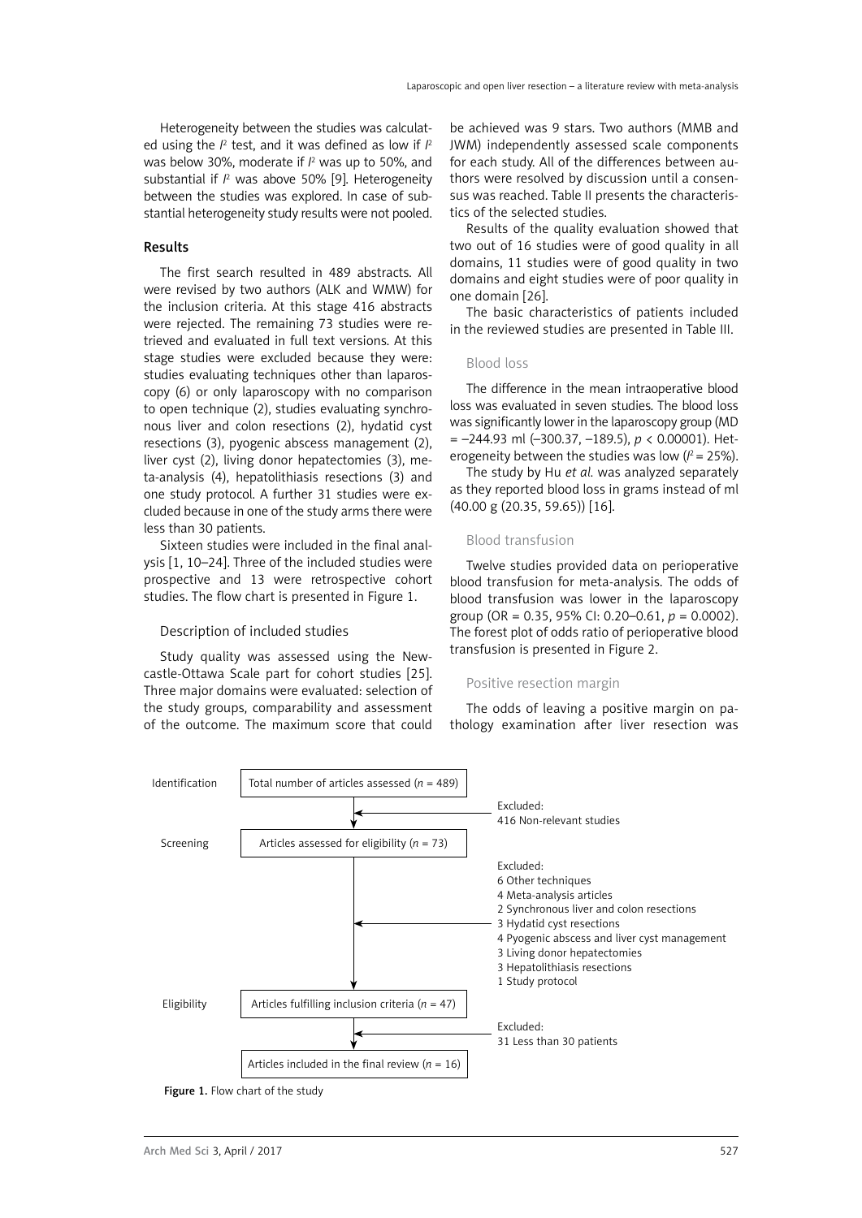Heterogeneity between the studies was calculated using the $I^2$ test, and it was defined as low if $I^2$ was below 30%, moderate if $I^2$ was up to 50%, and substantial if $I^2$ was above 50% [9]. Heterogeneity between the studies was explored. In case of substantial heterogeneity study results were not pooled.

## Results

The first search resulted in 489 abstracts. All were revised by two authors (ALK and WMW) for the inclusion criteria. At this stage 416 abstracts were rejected. The remaining 73 studies were retrieved and evaluated in full text versions. At this stage studies were excluded because they were: studies evaluating techniques other than laparoscopy (6) or only laparoscopy with no comparison to open technique (2), studies evaluating synchronous liver and colon resections (2), hydatid cyst resections (3), pyogenic abscess management (2), liver cyst (2), living donor hepatectomies (3), meta-analysis (4), hepatolithiasis resections (3) and one study protocol. A further 31 studies were excluded because in one of the study arms there were less than 30 patients.

Sixteen studies were included in the final analysis [1, 10–24]. Three of the included studies were prospective and 13 were retrospective cohort studies. The flow chart is presented in Figure 1.

### Description of included studies

Study quality was assessed using the Newcastle-Ottawa Scale part for cohort studies [25]. Three major domains were evaluated: selection of the study groups, comparability and assessment of the outcome. The maximum score that could be achieved was 9 stars. Two authors (MMB and JWM) independently assessed scale components for each study. All of the differences between authors were resolved by discussion until a consensus was reached. Table II presents the characteristics of the selected studies.

Results of the quality evaluation showed that two out of 16 studies were of good quality in all domains, 11 studies were of good quality in two domains and eight studies were of poor quality in one domain [26].

The basic characteristics of patients included in the reviewed studies are presented in Table III.

### Blood loss

The difference in the mean intraoperative blood loss was evaluated in seven studies. The blood loss was significantly lower in the laparoscopy group (MD = –244.93 ml (–300.37, –189.5), $p < 0.00001$). Heterogeneity between the studies was low ($I^2 = 25\%$).

The study by Hu *et al.* was analyzed separately as they reported blood loss in grams instead of ml (40.00 g (20.35, 59.65)) [16].

### Blood transfusion

Twelve studies provided data on perioperative blood transfusion for meta-analysis. The odds of blood transfusion was lower in the laparoscopy group (OR = 0.35, 95% CI: 0.20–0.61, $p = 0.0002$). The forest plot of odds ratio of perioperative blood transfusion is presented in Figure 2.

### Positive resection margin

The odds of leaving a positive margin on pathology examination after liver resection was

Identification: Total number of articles assessed ($n$ = 489)
Excluded: 416 Non-relevant studies

Screening: Articles assessed for eligibility ($n$ = 73)
Excluded:
- 6 Other techniques
- 4 Meta-analysis articles
- 2 Synchronous liver and colon resections
- 3 Hydatid cyst resections
- 4 Pyogenic abscess and liver cyst management
- 3 Living donor hepatectomies
- 3 Hepatolithiasis resections
- 1 Study protocol

Eligibility: Articles fulfilling inclusion criteria ($n$ = 47)
Excluded: 31 Less than 30 patients

Articles included in the final review ($n$ = 16)

**Figure 1.** Flow chart of the study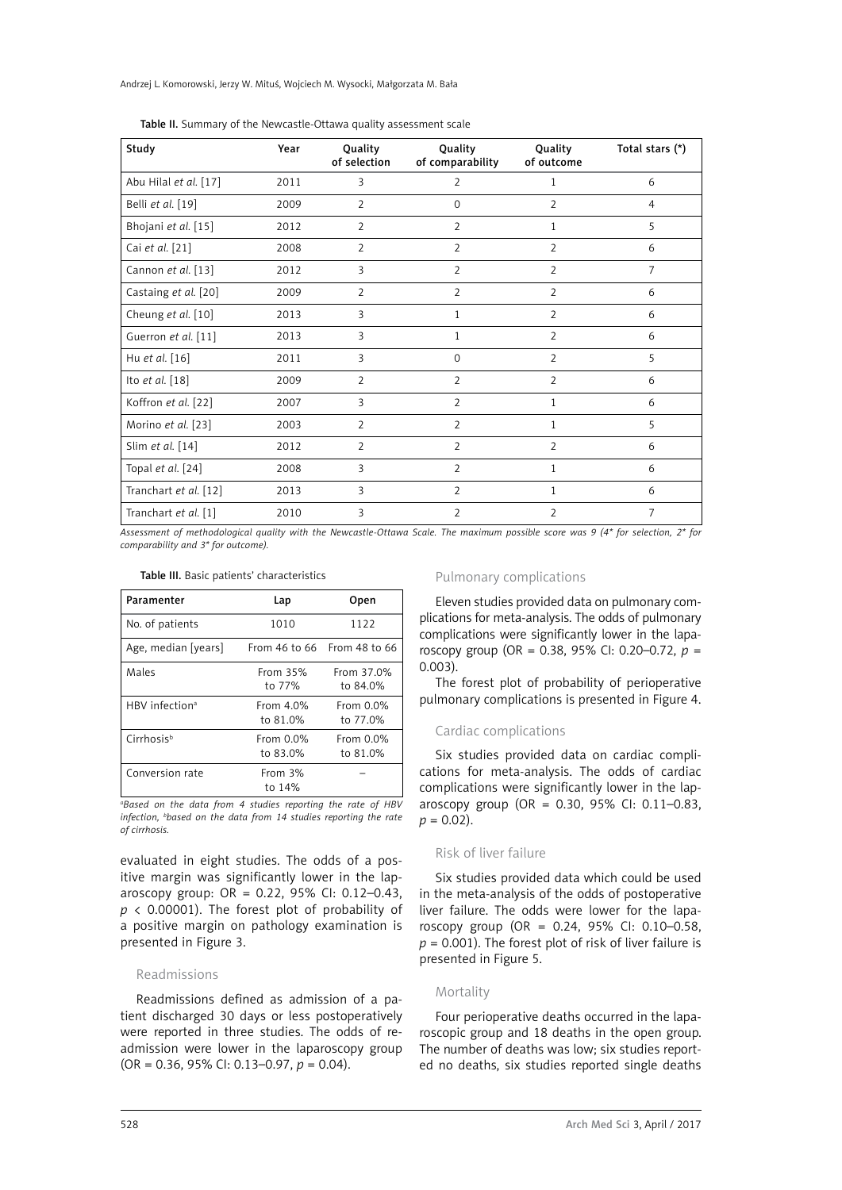Table II. Summary of the Newcastle-Ottawa quality assessment scale

| Study | Year | Quality of selection | Quality of comparability | Quality of outcome | Total stars (*) |
|---|---|---|---|---|---|
| Abu Hilal *et al.* [17] | 2011 | 3 | 2 | 1 | 6 |
| Belli *et al.* [19] | 2009 | 2 | 0 | 2 | 4 |
| Bhojani *et al.* [15] | 2012 | 2 | 2 | 1 | 5 |
| Cai *et al.* [21] | 2008 | 2 | 2 | 2 | 6 |
| Cannon *et al.* [13] | 2012 | 3 | 2 | 2 | 7 |
| Castaing *et al.* [20] | 2009 | 2 | 2 | 2 | 6 |
| Cheung *et al.* [10] | 2013 | 3 | 1 | 2 | 6 |
| Guerron *et al.* [11] | 2013 | 3 | 1 | 2 | 6 |
| Hu *et al.* [16] | 2011 | 3 | 0 | 2 | 5 |
| Ito *et al.* [18] | 2009 | 2 | 2 | 2 | 6 |
| Koffron *et al.* [22] | 2007 | 3 | 2 | 1 | 6 |
| Morino *et al.* [23] | 2003 | 2 | 2 | 1 | 5 |
| Slim *et al.* [14] | 2012 | 2 | 2 | 2 | 6 |
| Topal *et al.* [24] | 2008 | 3 | 2 | 1 | 6 |
| Tranchart *et al.* [12] | 2013 | 3 | 2 | 1 | 6 |
| Tranchart *et al.* [1] | 2010 | 3 | 2 | 2 | 7 |

*Assessment of methodological quality with the Newcastle-Ottawa Scale. The maximum possible score was 9 (4* for selection, 2* for comparability and 3* for outcome).*

Table III. Basic patients' characteristics

| Paramenter | Lap | Open |
|---|---|---|
| No. of patients | 1010 | 1122 |
| Age, median [years] | From 46 to 66 | From 48 to 66 |
| Males | From 35% to 77% | From 37.0% to 84.0% |
| HBV infection[a] | From 4.0% to 81.0% | From 0.0% to 77.0% |
| Cirrhosis[b] | From 0.0% to 83.0% | From 0.0% to 81.0% |
| Conversion rate | From 3% to 14% | – |

*[a]Based on the data from 4 studies reporting the rate of HBV infection, [b]based on the data from 14 studies reporting the rate of cirrhosis.*

evaluated in eight studies. The odds of a positive margin was significantly lower in the laparoscopy group: OR = 0.22, 95% CI: 0.12–0.43, $p < 0.00001$). The forest plot of probability of a positive margin on pathology examination is presented in Figure 3.

### Readmissions

Readmissions defined as admission of a patient discharged 30 days or less postoperatively were reported in three studies. The odds of readmission were lower in the laparoscopy group (OR = 0.36, 95% CI: 0.13–0.97, $p = 0.04$).

### Pulmonary complications

Eleven studies provided data on pulmonary complications for meta-analysis. The odds of pulmonary complications were significantly lower in the laparoscopy group (OR = 0.38, 95% CI: 0.20–0.72, $p = 0.003$).

The forest plot of probability of perioperative pulmonary complications is presented in Figure 4.

### Cardiac complications

Six studies provided data on cardiac complications for meta-analysis. The odds of cardiac complications were significantly lower in the laparoscopy group (OR = 0.30, 95% CI: 0.11–0.83, $p = 0.02$).

### Risk of liver failure

Six studies provided data which could be used in the meta-analysis of the odds of postoperative liver failure. The odds were lower for the laparoscopy group (OR = 0.24, 95% CI: 0.10–0.58, $p = 0.001$). The forest plot of risk of liver failure is presented in Figure 5.

### Mortality

Four perioperative deaths occurred in the laparoscopic group and 18 deaths in the open group. The number of deaths was low; six studies reported no deaths, six studies reported single deaths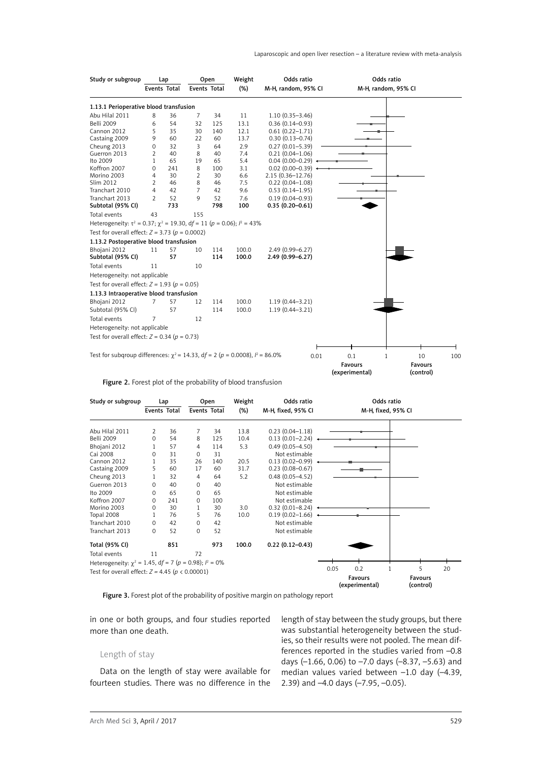| Study or subgroup | Lap | | Open | | Weight | Odds ratio |
|---|---|---|---|---|---|---|
| | Events | Total | Events | Total | (%) | M-H, random, 95% CI |
| **1.13.1 Perioperative blood transfusion** | | | | | | |
| Abu Hilal 2011 | 8 | 36 | 7 | 34 | 11 | 1.10 (0.35–3.46) |
| Belli 2009 | 6 | 54 | 32 | 125 | 13.1 | 0.36 (0.14–0.93) |
| Cannon 2012 | 5 | 35 | 30 | 140 | 12.1 | 0.61 (0.22–1.71) |
| Castaing 2009 | 9 | 60 | 22 | 60 | 13.7 | 0.30 (0.13–0.74) |
| Cheung 2013 | 0 | 32 | 3 | 64 | 2.9 | 0.27 (0.01–5.39) |
| Guerron 2013 | 2 | 40 | 8 | 40 | 7.4 | 0.21 (0.04–1.06) |
| Ito 2009 | 1 | 65 | 19 | 65 | 5.4 | 0.04 (0.00–0.29) |
| Koffron 2007 | 0 | 241 | 8 | 100 | 3.1 | 0.02 (0.00–0.39) |
| Morino 2003 | 4 | 30 | 2 | 30 | 6.6 | 2.15 (0.36–12.76) |
| Slim 2012 | 2 | 46 | 8 | 46 | 7.5 | 0.22 (0.04–1.08) |
| Tranchart 2010 | 4 | 42 | 7 | 42 | 9.6 | 0.53 (0.14–1.95) |
| Tranchart 2013 | 2 | 52 | 9 | 52 | 7.6 | 0.19 (0.04–0.93) |
| **Subtotal (95% CI)** | | **733** | | **798** | **100** | **0.35 (0.20–0.61)** |
| Total events | 43 | | 155 | | | |
| Heterogeneity: $\tau^2 = 0.37$; $\chi^2 = 19.30$, $df = 11$ ($p = 0.06$); $I^2 = 43\%$ | | | | | | |
| Test for overall effect: $Z = 3.73$ ($p = 0.0002$) | | | | | | |
| **1.13.2 Postoperative blood transfusion** | | | | | | |
| Bhojani 2012 | 11 | 57 | 10 | 114 | 100.0 | 2.49 (0.99–6.27) |
| **Subtotal (95% CI)** | | **57** | | **114** | **100.0** | **2.49 (0.99–6.27)** |
| Total events | 11 | | 10 | | | |
| Heterogeneity: not applicable | | | | | | |
| Test for overall effect: $Z = 1.93$ ($p = 0.05$) | | | | | | |
| **1.13.3 Intraoperative blood transfusion** | | | | | | |
| Bhojani 2012 | 7 | 57 | 12 | 114 | 100.0 | 1.19 (0.44–3.21) |
| Subtotal (95% CI) | | 57 | | 114 | 100.0 | 1.19 (0.44–3.21) |
| Total events | 7 | | 12 | | | |
| Heterogeneity: not applicable | | | | | | |
| Test for overall effect: $Z = 0.34$ ($p = 0.73$) | | | | | | |
| Test for subgroup differences: $\chi^2 = 14.33$, $df = 2$ ($p = 0.0008$), $I^2 = 86.0\%$ | | | | | | |

Odds ratio M-H, random, 95% CI (axis: 0.01, 0.1, 1, 10, 100; Favours (experimental) – Favours (control))

**Figure 2.** Forest plot of the probability of blood transfusion

| Study or subgroup | Lap | | Open | | Weight | Odds ratio |
|---|---|---|---|---|---|---|
| | Events | Total | Events | Total | (%) | M-H, fixed, 95% CI |
| Abu Hilal 2011 | 2 | 36 | 7 | 34 | 13.8 | 0.23 (0.04–1.18) |
| Belli 2009 | 0 | 54 | 8 | 125 | 10.4 | 0.13 (0.01–2.24) |
| Bhojani 2012 | 1 | 57 | 4 | 114 | 5.3 | 0.49 (0.05–4.50) |
| Cai 2008 | 0 | 31 | 0 | 31 | | Not estimable |
| Cannon 2012 | 1 | 35 | 26 | 140 | 20.5 | 0.13 (0.02–0.99) |
| Castaing 2009 | 5 | 60 | 17 | 60 | 31.7 | 0.23 (0.08–0.67) |
| Cheung 2013 | 1 | 32 | 4 | 64 | 5.2 | 0.48 (0.05–4.52) |
| Guerron 2013 | 0 | 40 | 0 | 40 | | Not estimable |
| Ito 2009 | 0 | 65 | 0 | 65 | | Not estimable |
| Koffron 2007 | 0 | 241 | 0 | 100 | | Not estimable |
| Morino 2003 | 0 | 30 | 1 | 30 | 3.0 | 0.32 (0.01–8.24) |
| Topal 2008 | 1 | 76 | 5 | 76 | 10.0 | 0.19 (0.02–1.66) |
| Tranchart 2010 | 0 | 42 | 0 | 42 | | Not estimable |
| Tranchart 2013 | 0 | 52 | 0 | 52 | | Not estimable |
| **Total (95% CI)** | | **851** | | **973** | **100.0** | **0.22 (0.12–0.43)** |
| Total events | 11 | | 72 | | | |
| Heterogeneity: $\chi^2 = 1.45$, $df = 7$ ($p = 0.98$); $I^2 = 0\%$ | | | | | | |
| Test for overall effect: $Z = 4.45$ ($p < 0.00001$) | | | | | | |

Odds ratio M-H, fixed, 95% CI (axis: 0.05, 0.2, 1, 5, 20; Favours (experimental) – Favours (control))

**Figure 3.** Forest plot of the probability of positive margin on pathology report

in one or both groups, and four studies reported more than one death.

### Length of stay

Data on the length of stay were available for fourteen studies. There was no difference in the length of stay between the study groups, but there was substantial heterogeneity between the studies, so their results were not pooled. The mean differences reported in the studies varied from –0.8 days (–1.66, 0.06) to –7.0 days (–8.37, –5.63) and median values varied between –1.0 day (–4.39, 2.39) and –4.0 days (–7.95, –0.05).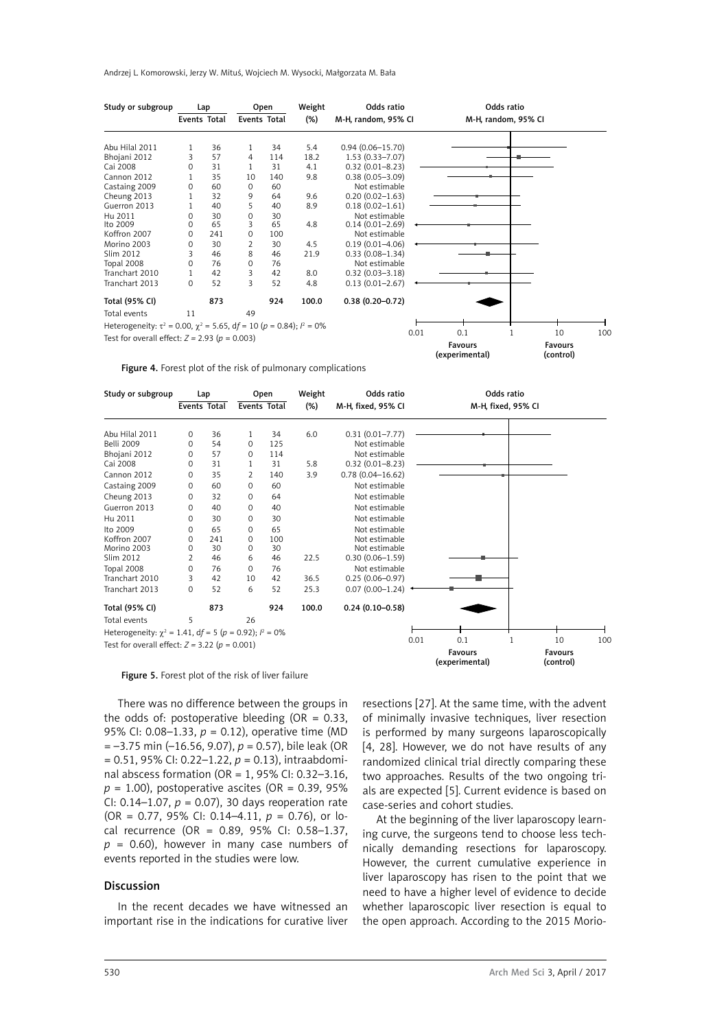| Study or subgroup | Lap | | Open | | Weight | Odds ratio |
|---|---|---|---|---|---|---|
| | Events | Total | Events | Total | (%) | M-H, random, 95% CI |
| Abu Hilal 2011 | 1 | 36 | 1 | 34 | 5.4 | 0.94 (0.06–15.70) |
| Bhojani 2012 | 3 | 57 | 4 | 114 | 18.2 | 1.53 (0.33–7.07) |
| Cai 2008 | 0 | 31 | 1 | 31 | 4.1 | 0.32 (0.01–8.23) |
| Cannon 2012 | 1 | 35 | 10 | 140 | 9.8 | 0.38 (0.05–3.09) |
| Castaing 2009 | 0 | 60 | 0 | 60 | | Not estimable |
| Cheung 2013 | 1 | 32 | 9 | 64 | 9.6 | 0.20 (0.02–1.63) |
| Guerron 2013 | 1 | 40 | 5 | 40 | 8.9 | 0.18 (0.02–1.61) |
| Hu 2011 | 0 | 30 | 0 | 30 | | Not estimable |
| Ito 2009 | 0 | 65 | 3 | 65 | 4.8 | 0.14 (0.01–2.69) |
| Koffron 2007 | 0 | 241 | 0 | 100 | | Not estimable |
| Morino 2003 | 0 | 30 | 2 | 30 | 4.5 | 0.19 (0.01–4.06) |
| Slim 2012 | 3 | 46 | 8 | 46 | 21.9 | 0.33 (0.08–1.34) |
| Topal 2008 | 0 | 76 | 0 | 76 | | Not estimable |
| Tranchart 2010 | 1 | 42 | 3 | 42 | 8.0 | 0.32 (0.03–3.18) |
| Tranchart 2013 | 0 | 52 | 3 | 52 | 4.8 | 0.13 (0.01–2.67) |
| **Total (95% CI)** | | **873** | | **924** | **100.0** | **0.38 (0.20–0.72)** |
| Total events | 11 | | 49 | | | |

Heterogeneity: $\tau^2 = 0.00$, $\chi^2 = 5.65$, $df = 10$ ($p = 0.84$); $I^2 = 0\%$

Test for overall effect: $Z = 2.93$ ($p = 0.003$)

Odds ratio M-H, random, 95% CI — axis: 0.01, 0.1, 1, 10, 100; Favours (experimental) / Favours (control)

**Figure 4.** Forest plot of the risk of pulmonary complications

| Study or subgroup | Lap | | Open | | Weight | Odds ratio |
|---|---|---|---|---|---|---|
| | Events | Total | Events | Total | (%) | M-H, fixed, 95% CI |
| Abu Hilal 2011 | 0 | 36 | 1 | 34 | 6.0 | 0.31 (0.01–7.77) |
| Belli 2009 | 0 | 54 | 0 | 125 | | Not estimable |
| Bhojani 2012 | 0 | 57 | 0 | 114 | | Not estimable |
| Cai 2008 | 0 | 31 | 1 | 31 | 5.8 | 0.32 (0.01–8.23) |
| Cannon 2012 | 0 | 35 | 2 | 140 | 3.9 | 0.78 (0.04–16.62) |
| Castaing 2009 | 0 | 60 | 0 | 60 | | Not estimable |
| Cheung 2013 | 0 | 32 | 0 | 64 | | Not estimable |
| Guerron 2013 | 0 | 40 | 0 | 40 | | Not estimable |
| Hu 2011 | 0 | 30 | 0 | 30 | | Not estimable |
| Ito 2009 | 0 | 65 | 0 | 65 | | Not estimable |
| Koffron 2007 | 0 | 241 | 0 | 100 | | Not estimable |
| Morino 2003 | 0 | 30 | 0 | 30 | | Not estimable |
| Slim 2012 | 2 | 46 | 6 | 46 | 22.5 | 0.30 (0.06–1.59) |
| Topal 2008 | 0 | 76 | 0 | 76 | | Not estimable |
| Tranchart 2010 | 3 | 42 | 10 | 42 | 36.5 | 0.25 (0.06–0.97) |
| Tranchart 2013 | 0 | 52 | 6 | 52 | 25.3 | 0.07 (0.00–1.24) |
| **Total (95% CI)** | | **873** | | **924** | **100.0** | **0.24 (0.10–0.58)** |
| Total events | 5 | | 26 | | | |

Heterogeneity: $\chi^2 = 1.41$, $df = 5$ ($p = 0.92$); $I^2 = 0\%$

Test for overall effect: $Z = 3.22$ ($p = 0.001$)

Odds ratio M-H, fixed, 95% CI — axis: 0.01, 0.1, 1, 10, 100; Favours (experimental) / Favours (control)

**Figure 5.** Forest plot of the risk of liver failure

There was no difference between the groups in the odds of: postoperative bleeding (OR = 0.33, 95% CI: 0.08–1.33, $p$ = 0.12), operative time (MD = –3.75 min (–16.56, 9.07), $p$ = 0.57), bile leak (OR = 0.51, 95% CI: 0.22–1.22, $p$ = 0.13), intraabdominal abscess formation (OR = 1, 95% CI: 0.32–3.16, $p$ = 1.00), postoperative ascites (OR = 0.39, 95% CI: 0.14–1.07, $p$ = 0.07), 30 days reoperation rate (OR = 0.77, 95% CI: 0.14–4.11, $p$ = 0.76), or local recurrence (OR = 0.89, 95% CI: 0.58–1.37, $p$ = 0.60), however in many case numbers of events reported in the studies were low.

## Discussion

In the recent decades we have witnessed an important rise in the indications for curative liver resections [27]. At the same time, with the advent of minimally invasive techniques, liver resection is performed by many surgeons laparoscopically [4, 28]. However, we do not have results of any randomized clinical trial directly comparing these two approaches. Results of the two ongoing trials are expected [5]. Current evidence is based on case-series and cohort studies.

At the beginning of the liver laparoscopy learning curve, the surgeons tend to choose less technically demanding resections for laparoscopy. However, the current cumulative experience in liver laparoscopy has risen to the point that we need to have a higher level of evidence to decide whether laparoscopic liver resection is equal to the open approach. According to the 2015 Morio-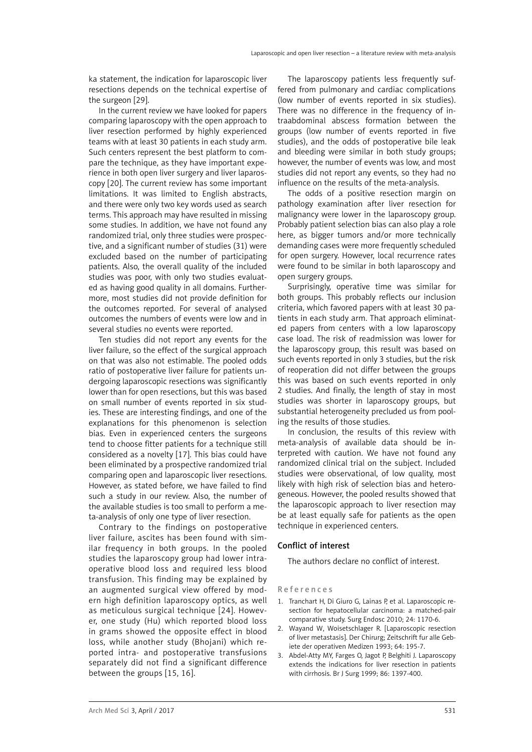ka statement, the indication for laparoscopic liver resections depends on the technical expertise of the surgeon [29].

In the current review we have looked for papers comparing laparoscopy with the open approach to liver resection performed by highly experienced teams with at least 30 patients in each study arm. Such centers represent the best platform to compare the technique, as they have important experience in both open liver surgery and liver laparoscopy [20]. The current review has some important limitations. It was limited to English abstracts, and there were only two key words used as search terms. This approach may have resulted in missing some studies. In addition, we have not found any randomized trial, only three studies were prospective, and a significant number of studies (31) were excluded based on the number of participating patients. Also, the overall quality of the included studies was poor, with only two studies evaluated as having good quality in all domains. Furthermore, most studies did not provide definition for the outcomes reported. For several of analysed outcomes the numbers of events were low and in several studies no events were reported.

Ten studies did not report any events for the liver failure, so the effect of the surgical approach on that was also not estimable. The pooled odds ratio of postoperative liver failure for patients undergoing laparoscopic resections was significantly lower than for open resections, but this was based on small number of events reported in six studies. These are interesting findings, and one of the explanations for this phenomenon is selection bias. Even in experienced centers the surgeons tend to choose fitter patients for a technique still considered as a novelty [17]. This bias could have been eliminated by a prospective randomized trial comparing open and laparoscopic liver resections. However, as stated before, we have failed to find such a study in our review. Also, the number of the available studies is too small to perform a meta-analysis of only one type of liver resection.

Contrary to the findings on postoperative liver failure, ascites has been found with similar frequency in both groups. In the pooled studies the laparoscopy group had lower intraoperative blood loss and required less blood transfusion. This finding may be explained by an augmented surgical view offered by modern high definition laparoscopy optics, as well as meticulous surgical technique [24]. However, one study (Hu) which reported blood loss in grams showed the opposite effect in blood loss, while another study (Bhojani) which reported intra- and postoperative transfusions separately did not find a significant difference between the groups [15, 16].

The laparoscopy patients less frequently suffered from pulmonary and cardiac complications (low number of events reported in six studies). There was no difference in the frequency of intraabdominal abscess formation between the groups (low number of events reported in five studies), and the odds of postoperative bile leak and bleeding were similar in both study groups; however, the number of events was low, and most studies did not report any events, so they had no influence on the results of the meta-analysis.

The odds of a positive resection margin on pathology examination after liver resection for malignancy were lower in the laparoscopy group. Probably patient selection bias can also play a role here, as bigger tumors and/or more technically demanding cases were more frequently scheduled for open surgery. However, local recurrence rates were found to be similar in both laparoscopy and open surgery groups.

Surprisingly, operative time was similar for both groups. This probably reflects our inclusion criteria, which favored papers with at least 30 patients in each study arm. That approach eliminated papers from centers with a low laparoscopy case load. The risk of readmission was lower for the laparoscopy group, this result was based on such events reported in only 3 studies, but the risk of reoperation did not differ between the groups this was based on such events reported in only 2 studies. And finally, the length of stay in most studies was shorter in laparoscopy groups, but substantial heterogeneity precluded us from pooling the results of those studies.

In conclusion, the results of this review with meta-analysis of available data should be interpreted with caution. We have not found any randomized clinical trial on the subject. Included studies were observational, of low quality, most likely with high risk of selection bias and heterogeneous. However, the pooled results showed that the laparoscopic approach to liver resection may be at least equally safe for patients as the open technique in experienced centers.

## Conflict of interest

The authors declare no conflict of interest.

## References

1. Tranchart H, Di Giuro G, Lainas P, et al. Laparoscopic resection for hepatocellular carcinoma: a matched-pair comparative study. Surg Endosc 2010; 24: 1170-6.
2. Wayand W, Woisetschlager R. [Laparoscopic resection of liver metastasis]. Der Chirurg; Zeitschrift fur alle Gebiete der operativen Medizen 1993; 64: 195-7.
3. Abdel-Atty MY, Farges O, Jagot P, Belghiti J. Laparoscopy extends the indications for liver resection in patients with cirrhosis. Br J Surg 1999; 86: 1397-400.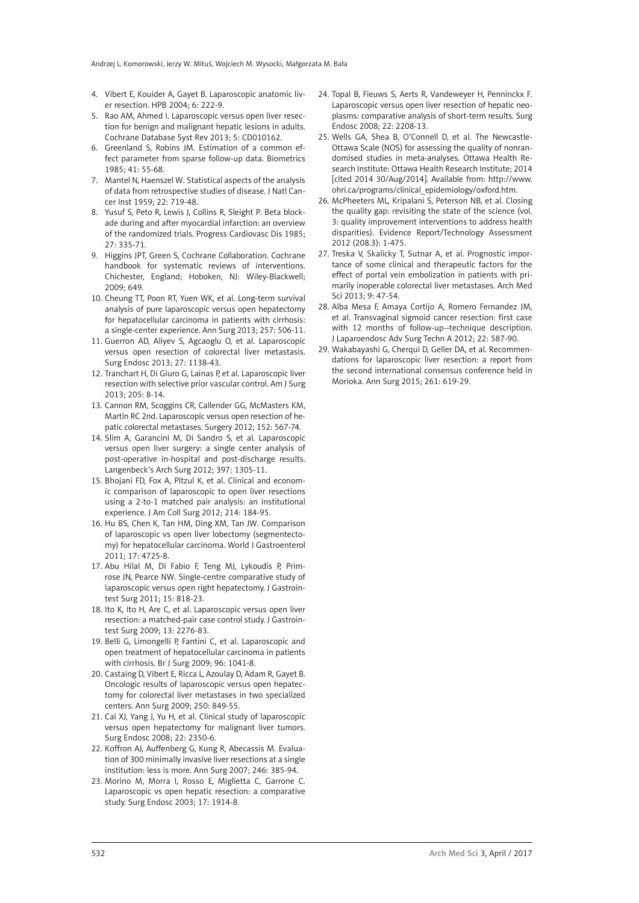4. Vibert E, Kouider A, Gayet B. Laparoscopic anatomic liver resection. HPB 2004; 6: 222-9.
5. Rao AM, Ahmed I. Laparoscopic versus open liver resection for benign and malignant hepatic lesions in adults. Cochrane Database Syst Rev 2013; 5: CD010162.
6. Greenland S, Robins JM. Estimation of a common effect parameter from sparse follow-up data. Biometrics 1985; 41: 55-68.
7. Mantel N, Haenszel W. Statistical aspects of the analysis of data from retrospective studies of disease. J Natl Cancer Inst 1959; 22: 719-48.
8. Yusuf S, Peto R, Lewis J, Collins R, Sleight P. Beta blockade during and after myocardial infarction: an overview of the randomized trials. Progress Cardiovasc Dis 1985; 27: 335-71.
9. Higgins JPT, Green S, Cochrane Collaboration. Cochrane handbook for systematic reviews of interventions. Chichester, England; Hoboken, NJ: Wiley-Blackwell; 2009; 649.
10. Cheung TT, Poon RT, Yuen WK, et al. Long-term survival analysis of pure laparoscopic versus open hepatectomy for hepatocellular carcinoma in patients with cirrhosis: a single-center experience. Ann Surg 2013; 257: 506-11.
11. Guerron AD, Aliyev S, Agcaoglu O, et al. Laparoscopic versus open resection of colorectal liver metastasis. Surg Endosc 2013; 27: 1138-43.
12. Tranchart H, Di Giuro G, Lainas P, et al. Laparoscopic liver resection with selective prior vascular control. Am J Surg 2013; 205: 8-14.
13. Cannon RM, Scoggins CR, Callender GG, McMasters KM, Martin RC 2nd. Laparoscopic versus open resection of hepatic colorectal metastases. Surgery 2012; 152: 567-74.
14. Slim A, Garancini M, Di Sandro S, et al. Laparoscopic versus open liver surgery: a single center analysis of post-operative in-hospital and post-discharge results. Langenbeck's Arch Surg 2012; 397: 1305-11.
15. Bhojani FD, Fox A, Pitzul K, et al. Clinical and economic comparison of laparoscopic to open liver resections using a 2-to-1 matched pair analysis: an institutional experience. J Am Coll Surg 2012; 214: 184-95.
16. Hu BS, Chen K, Tan HM, Ding XM, Tan JW. Comparison of laparoscopic vs open liver lobectomy (segmentectomy) for hepatocellular carcinoma. World J Gastroenterol 2011; 17: 4725-8.
17. Abu Hilal M, Di Fabio F, Teng MJ, Lykoudis P, Primrose JN, Pearce NW. Single-centre comparative study of laparoscopic versus open right hepatectomy. J Gastrointest Surg 2011; 15: 818-23.
18. Ito K, Ito H, Are C, et al. Laparoscopic versus open liver resection: a matched-pair case control study. J Gastrointest Surg 2009; 13: 2276-83.
19. Belli G, Limongelli P, Fantini C, et al. Laparoscopic and open treatment of hepatocellular carcinoma in patients with cirrhosis. Br J Surg 2009; 96: 1041-8.
20. Castaing D, Vibert E, Ricca L, Azoulay D, Adam R, Gayet B. Oncologic results of laparoscopic versus open hepatectomy for colorectal liver metastases in two specialized centers. Ann Surg 2009; 250: 849-55.
21. Cai XJ, Yang J, Yu H, et al. Clinical study of laparoscopic versus open hepatectomy for malignant liver tumors. Surg Endosc 2008; 22: 2350-6.
22. Koffron AJ, Auffenberg G, Kung R, Abecassis M. Evaluation of 300 minimally invasive liver resections at a single institution: less is more. Ann Surg 2007; 246: 385-94.
23. Morino M, Morra I, Rosso E, Miglietta C, Garrone C. Laparoscopic vs open hepatic resection: a comparative study. Surg Endosc 2003; 17: 1914-8.
24. Topal B, Fieuws S, Aerts R, Vandeweyer H, Penninckx F. Laparoscopic versus open liver resection of hepatic neoplasms: comparative analysis of short-term results. Surg Endosc 2008; 22: 2208-13.
25. Wells GA, Shea B, O'Connell D, et al. The Newcastle-Ottawa Scale (NOS) for assessing the quality of nonrandomised studies in meta-analyses. Ottawa Health Research Institute: Ottawa Health Research Institute; 2014 [cited 2014 30/Aug/2014]. Available from: http://www.ohri.ca/programs/clinical_epidemiology/oxford.htm.
26. McPheeters ML, Kripalani S, Peterson NB, et al. Closing the quality gap: revisiting the state of the science (vol. 3: quality improvement interventions to address health disparities). Evidence Report/Technology Assessment 2012 (208.3): 1-475.
27. Treska V, Skalicky T, Sutnar A, et al. Prognostic importance of some clinical and therapeutic factors for the effect of portal vein embolization in patients with primarily inoperable colorectal liver metastases. Arch Med Sci 2013; 9: 47-54.
28. Alba Mesa F, Amaya Cortijo A, Romero Fernandez JM, et al. Transvaginal sigmoid cancer resection: first case with 12 months of follow-up--technique description. J Laparoendosc Adv Surg Techn A 2012; 22: 587-90.
29. Wakabayashi G, Cherqui D, Geller DA, et al. Recommendations for laparoscopic liver resection: a report from the second international consensus conference held in Morioka. Ann Surg 2015; 261: 619-29.